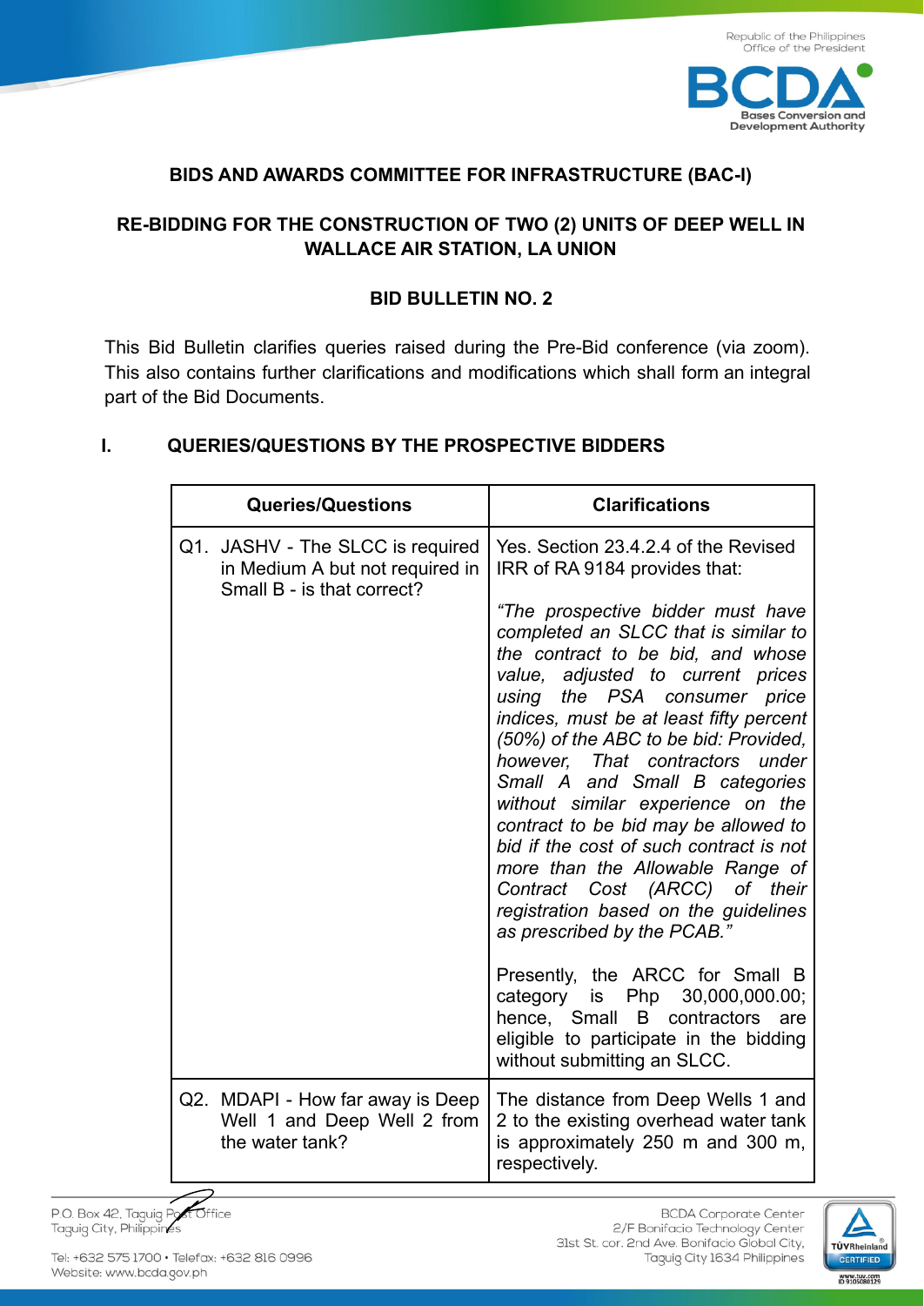## BIDS AND AWARDS COMMITTEE FOR INFRASTRUCTURE (BAC-I)

## RE-BIDDING FOR THE CONSTRUCTION OF TWO (2) UNITS OF DEEP WELL IN WALLACE AIR STATION, LA UNION

### BID BULLETIN NO. 2

This Bid Bulletin clarifies queries raised during the Pre-Bid conference (via zoom). This also contains further clarifications and modifications which shall form an integral part of the Bid Documents.

### I. QUERIES/QUESTIONS BY THE PROSPECTIVE BIDDERS

| Queries/Questions | Clarifications |
|---|---|
| Q1. JASHV - The SLCC is required in Medium A but not required in Small B - is that correct? | Yes. Section 23.4.2.4 of the Revised IRR of RA 9184 provides that:<br><br>*"The prospective bidder must have completed an SLCC that is similar to the contract to be bid, and whose value, adjusted to current prices using the PSA consumer price indices, must be at least fifty percent (50%) of the ABC to be bid: Provided, however, That contractors under Small A and Small B categories without similar experience on the contract to be bid may be allowed to bid if the cost of such contract is not more than the Allowable Range of Contract Cost (ARCC) of their registration based on the guidelines as prescribed by the PCAB."*<br><br>Presently, the ARCC for Small B category is Php 30,000,000.00; hence, Small B contractors are eligible to participate in the bidding without submitting an SLCC. |
| Q2. MDAPI - How far away is Deep Well 1 and Deep Well 2 from the water tank? | The distance from Deep Wells 1 and 2 to the existing overhead water tank is approximately 250 m and 300 m, respectively. |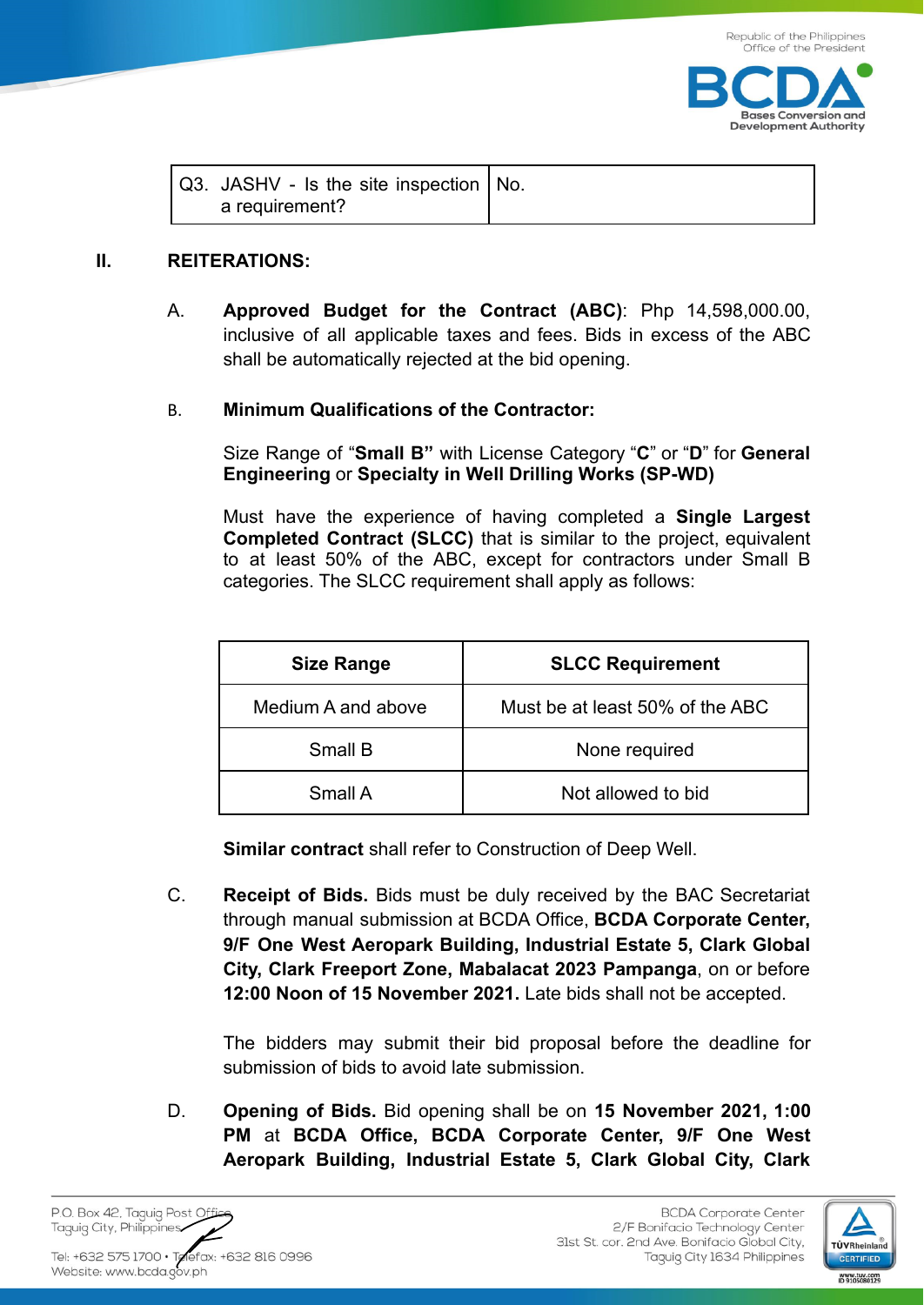| Q3. JASHV - Is the site inspection a requirement? | No. |
|---|---|

## II. REITERATIONS:

A. **Approved Budget for the Contract (ABC)**: Php 14,598,000.00, inclusive of all applicable taxes and fees. Bids in excess of the ABC shall be automatically rejected at the bid opening.

B. **Minimum Qualifications of the Contractor:**

Size Range of "**Small B"** with License Category "**C**" or "**D**" for **General Engineering** or **Specialty in Well Drilling Works (SP-WD)**

Must have the experience of having completed a **Single Largest Completed Contract (SLCC)** that is similar to the project, equivalent to at least 50% of the ABC, except for contractors under Small B categories. The SLCC requirement shall apply as follows:

| Size Range | SLCC Requirement |
|---|---|
| Medium A and above | Must be at least 50% of the ABC |
| Small B | None required |
| Small A | Not allowed to bid |

**Similar contract** shall refer to Construction of Deep Well.

C. **Receipt of Bids.** Bids must be duly received by the BAC Secretariat through manual submission at BCDA Office, **BCDA Corporate Center, 9/F One West Aeropark Building, Industrial Estate 5, Clark Global City, Clark Freeport Zone, Mabalacat 2023 Pampanga**, on or before **12:00 Noon of 15 November 2021.** Late bids shall not be accepted.

The bidders may submit their bid proposal before the deadline for submission of bids to avoid late submission.

D. **Opening of Bids.** Bid opening shall be on **15 November 2021, 1:00 PM** at **BCDA Office, BCDA Corporate Center, 9/F One West Aeropark Building, Industrial Estate 5, Clark Global City, Clark**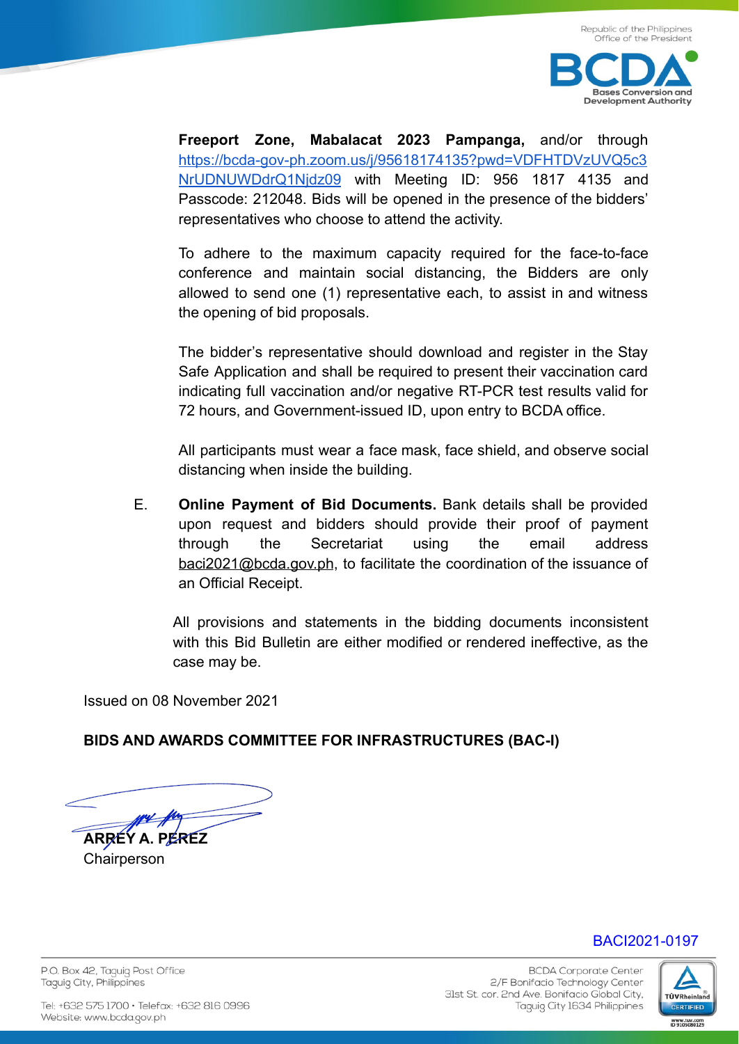**Freeport Zone, Mabalacat 2023 Pampanga,** and/or through https://bcda-gov-ph.zoom.us/j/95618174135?pwd=VDFHTDVzUVQ5c3NrUDNUWDdrQ1Njdz09 with Meeting ID: 956 1817 4135 and Passcode: 212048. Bids will be opened in the presence of the bidders' representatives who choose to attend the activity.

To adhere to the maximum capacity required for the face-to-face conference and maintain social distancing, the Bidders are only allowed to send one (1) representative each, to assist in and witness the opening of bid proposals.

The bidder's representative should download and register in the Stay Safe Application and shall be required to present their vaccination card indicating full vaccination and/or negative RT-PCR test results valid for 72 hours, and Government-issued ID, upon entry to BCDA office.

All participants must wear a face mask, face shield, and observe social distancing when inside the building.

E. **Online Payment of Bid Documents.** Bank details shall be provided upon request and bidders should provide their proof of payment through the Secretariat using the email address baci2021@bcda.gov.ph, to facilitate the coordination of the issuance of an Official Receipt.

All provisions and statements in the bidding documents inconsistent with this Bid Bulletin are either modified or rendered ineffective, as the case may be.

Issued on 08 November 2021

**BIDS AND AWARDS COMMITTEE FOR INFRASTRUCTURES (BAC-I)**

**ARREY A. PEREZ**
Chairperson

BACI2021-0197